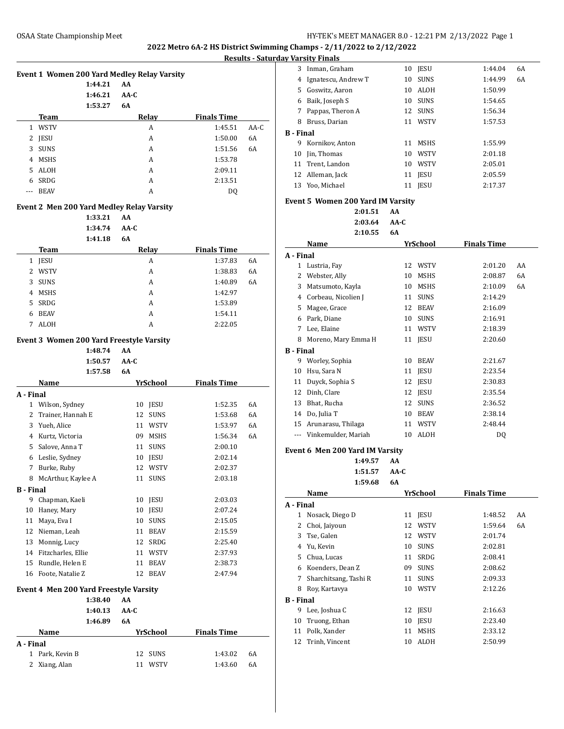## 2022 Metro 6A-2 HS District Swimming Champs - 2/11/2022 to 2/12/2022

### Results - Saturday Varsity Finals

#### Event 1 Women 200 Yard Medley Relay Varsity

1:44.21 AA
1:46.21 AA-C
1:53.27 6A

| | Team | Relay | Finals Time | |
|---|---|---|---|---|
| 1 | WSTV | A | 1:45.51 | AA-C |
| 2 | JESU | A | 1:50.00 | 6A |
| 3 | SUNS | A | 1:51.56 | 6A |
| 4 | MSHS | A | 1:53.78 | |
| 5 | ALOH | A | 2:09.11 | |
| 6 | SRDG | A | 2:13.51 | |
| --- | BEAV | A | DQ | |

#### Event 2 Men 200 Yard Medley Relay Varsity

1:33.21 AA
1:34.74 AA-C
1:41.18 6A

| | Team | Relay | Finals Time | |
|---|---|---|---|---|
| 1 | JESU | A | 1:37.83 | 6A |
| 2 | WSTV | A | 1:38.83 | 6A |
| 3 | SUNS | A | 1:40.89 | 6A |
| 4 | MSHS | A | 1:42.97 | |
| 5 | SRDG | A | 1:53.89 | |
| 6 | BEAV | A | 1:54.11 | |
| 7 | ALOH | A | 2:22.05 | |

#### Event 3 Women 200 Yard Freestyle Varsity

1:48.74 AA
1:50.57 AA-C
1:57.58 6A

| | Name | Yr | School | Finals Time | |
|---|---|---|---|---|---|
| **A - Final** | | | | | |
| 1 | Wilson, Sydney | 10 | JESU | 1:52.35 | 6A |
| 2 | Trainer, Hannah E | 12 | SUNS | 1:53.68 | 6A |
| 3 | Yueh, Alice | 11 | WSTV | 1:53.97 | 6A |
| 4 | Kurtz, Victoria | 09 | MSHS | 1:56.34 | 6A |
| 5 | Salove, Anna T | 11 | SUNS | 2:00.10 | |
| 6 | Leslie, Sydney | 10 | JESU | 2:02.14 | |
| 7 | Burke, Ruby | 12 | WSTV | 2:02.37 | |
| 8 | McArthur, Kaylee A | 11 | SUNS | 2:03.18 | |
| **B - Final** | | | | | |
| 9 | Chapman, Kaeli | 10 | JESU | 2:03.03 | |
| 10 | Haney, Mary | 10 | JESU | 2:07.24 | |
| 11 | Maya, Eva I | 10 | SUNS | 2:15.05 | |
| 12 | Nieman, Leah | 11 | BEAV | 2:15.59 | |
| 13 | Monnig, Lucy | 12 | SRDG | 2:25.40 | |
| 14 | Fitzcharles, Ellie | 11 | WSTV | 2:37.93 | |
| 15 | Rundle, Helen E | 11 | BEAV | 2:38.73 | |
| 16 | Foote, Natalie Z | 12 | BEAV | 2:47.94 | |

#### Event 4 Men 200 Yard Freestyle Varsity

1:38.40 AA
1:40.13 AA-C
1:46.89 6A

| | Name | Yr | School | Finals Time | |
|---|---|---|---|---|---|
| **A - Final** | | | | | |
| 1 | Park, Kevin B | 12 | SUNS | 1:43.02 | 6A |
| 2 | Xiang, Alan | 11 | WSTV | 1:43.60 | 6A |
| 3 | Inman, Graham | 10 | JESU | 1:44.04 | 6A |
| 4 | Ignatescu, Andrew T | 10 | SUNS | 1:44.99 | 6A |
| 5 | Goswitz, Aaron | 10 | ALOH | 1:50.99 | |
| 6 | Baik, Joseph S | 10 | SUNS | 1:54.65 | |
| 7 | Pappas, Theron A | 12 | SUNS | 1:56.34 | |
| 8 | Bruss, Darian | 11 | WSTV | 1:57.53 | |
| **B - Final** | | | | | |
| 9 | Kornikov, Anton | 11 | MSHS | 1:55.99 | |
| 10 | Jin, Thomas | 10 | WSTV | 2:01.18 | |
| 11 | Trent, Landon | 10 | WSTV | 2:05.01 | |
| 12 | Alleman, Jack | 11 | JESU | 2:05.59 | |
| 13 | Yoo, Michael | 11 | JESU | 2:17.37 | |

#### Event 5 Women 200 Yard IM Varsity

2:01.51 AA
2:03.64 AA-C
2:10.55 6A

| | Name | Yr | School | Finals Time | |
|---|---|---|---|---|---|
| **A - Final** | | | | | |
| 1 | Lustria, Fay | 12 | WSTV | 2:01.20 | AA |
| 2 | Webster, Ally | 10 | MSHS | 2:08.87 | 6A |
| 3 | Matsumoto, Kayla | 10 | MSHS | 2:10.09 | 6A |
| 4 | Corbeau, Nicolien J | 11 | SUNS | 2:14.29 | |
| 5 | Magee, Grace | 12 | BEAV | 2:16.09 | |
| 6 | Park, Diane | 10 | SUNS | 2:16.91 | |
| 7 | Lee, Elaine | 11 | WSTV | 2:18.39 | |
| 8 | Moreno, Mary Emma H | 11 | JESU | 2:20.60 | |
| **B - Final** | | | | | |
| 9 | Worley, Sophia | 10 | BEAV | 2:21.67 | |
| 10 | Hsu, Sara N | 11 | JESU | 2:23.54 | |
| 11 | Duyck, Sophia S | 12 | JESU | 2:30.83 | |
| 12 | Dinh, Clare | 12 | JESU | 2:35.54 | |
| 13 | Bhat, Rucha | 12 | SUNS | 2:36.52 | |
| 14 | Do, Julia T | 10 | BEAV | 2:38.14 | |
| 15 | Arunarasu, Thilaga | 11 | WSTV | 2:48.44 | |
| --- | Vinkemulder, Mariah | 10 | ALOH | DQ | |

#### Event 6 Men 200 Yard IM Varsity

1:49.57 AA
1:51.57 AA-C
1:59.68 6A

| | Name | Yr | School | Finals Time | |
|---|---|---|---|---|---|
| **A - Final** | | | | | |
| 1 | Nosack, Diego D | 11 | JESU | 1:48.52 | AA |
| 2 | Choi, Jaiyoun | 12 | WSTV | 1:59.64 | 6A |
| 3 | Tse, Galen | 12 | WSTV | 2:01.74 | |
| 4 | Yu, Kevin | 10 | SUNS | 2:02.81 | |
| 5 | Chua, Lucas | 11 | SRDG | 2:08.41 | |
| 6 | Koenders, Dean Z | 09 | SUNS | 2:08.62 | |
| 7 | Sharchitsang, Tashi R | 11 | SUNS | 2:09.33 | |
| 8 | Roy, Kartavya | 10 | WSTV | 2:12.26 | |
| **B - Final** | | | | | |
| 9 | Lee, Joshua C | 12 | JESU | 2:16.63 | |
| 10 | Truong, Ethan | 10 | JESU | 2:23.40 | |
| 11 | Polk, Xander | 11 | MSHS | 2:33.12 | |
| 12 | Trinh, Vincent | 10 | ALOH | 2:50.99 | |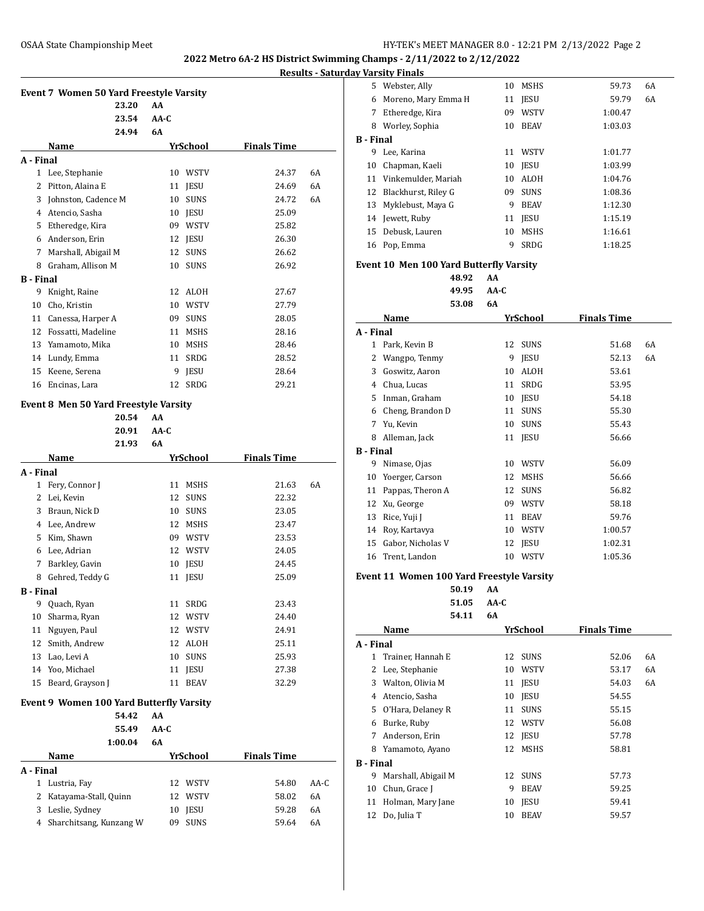**2022 Metro 6A-2 HS District Swimming Champs - 2/11/2022 to 2/12/2022**

**Results - Saturday Varsity Finals**

### Event 7 Women 50 Yard Freestyle Varsity

| | |
|---|---|
| 23.20 | AA |
| 23.54 | AA-C |
| 24.94 | 6A |

| | Name | Yr | School | Finals Time | |
|---|---|---|---|---|---|
| **A - Final** | | | | | |
| 1 | Lee, Stephanie | 10 | WSTV | 24.37 | 6A |
| 2 | Pitton, Alaina E | 11 | JESU | 24.69 | 6A |
| 3 | Johnston, Cadence M | 10 | SUNS | 24.72 | 6A |
| 4 | Atencio, Sasha | 10 | JESU | 25.09 | |
| 5 | Etheredge, Kira | 09 | WSTV | 25.82 | |
| 6 | Anderson, Erin | 12 | JESU | 26.30 | |
| 7 | Marshall, Abigail M | 12 | SUNS | 26.62 | |
| 8 | Graham, Allison M | 10 | SUNS | 26.92 | |
| **B - Final** | | | | | |
| 9 | Knight, Raine | 12 | ALOH | 27.67 | |
| 10 | Cho, Kristin | 10 | WSTV | 27.79 | |
| 11 | Canessa, Harper A | 09 | SUNS | 28.05 | |
| 12 | Fossatti, Madeline | 11 | MSHS | 28.16 | |
| 13 | Yamamoto, Mika | 10 | MSHS | 28.46 | |
| 14 | Lundy, Emma | 11 | SRDG | 28.52 | |
| 15 | Keene, Serena | 9 | JESU | 28.64 | |
| 16 | Encinas, Lara | 12 | SRDG | 29.21 | |

### Event 8 Men 50 Yard Freestyle Varsity

| | |
|---|---|
| 20.54 | AA |
| 20.91 | AA-C |
| 21.93 | 6A |

| | Name | Yr | School | Finals Time | |
|---|---|---|---|---|---|
| **A - Final** | | | | | |
| 1 | Fery, Connor J | 11 | MSHS | 21.63 | 6A |
| 2 | Lei, Kevin | 12 | SUNS | 22.32 | |
| 3 | Braun, Nick D | 10 | SUNS | 23.05 | |
| 4 | Lee, Andrew | 12 | MSHS | 23.47 | |
| 5 | Kim, Shawn | 09 | WSTV | 23.53 | |
| 6 | Lee, Adrian | 12 | WSTV | 24.05 | |
| 7 | Barkley, Gavin | 10 | JESU | 24.45 | |
| 8 | Gehred, Teddy G | 11 | JESU | 25.09 | |
| **B - Final** | | | | | |
| 9 | Quach, Ryan | 11 | SRDG | 23.43 | |
| 10 | Sharma, Ryan | 12 | WSTV | 24.40 | |
| 11 | Nguyen, Paul | 12 | WSTV | 24.91 | |
| 12 | Smith, Andrew | 12 | ALOH | 25.11 | |
| 13 | Lao, Levi A | 10 | SUNS | 25.93 | |
| 14 | Yoo, Michael | 11 | JESU | 27.38 | |
| 15 | Beard, Grayson J | 11 | BEAV | 32.29 | |

### Event 9 Women 100 Yard Butterfly Varsity

| | |
|---|---|
| 54.42 | AA |
| 55.49 | AA-C |
| 1:00.04 | 6A |

| | Name | Yr | School | Finals Time | |
|---|---|---|---|---|---|
| **A - Final** | | | | | |
| 1 | Lustria, Fay | 12 | WSTV | 54.80 | AA-C |
| 2 | Katayama-Stall, Quinn | 12 | WSTV | 58.02 | 6A |
| 3 | Leslie, Sydney | 10 | JESU | 59.28 | 6A |
| 4 | Sharchitsang, Kunzang W | 09 | SUNS | 59.64 | 6A |
| 5 | Webster, Ally | 10 | MSHS | 59.73 | 6A |
| 6 | Moreno, Mary Emma H | 11 | JESU | 59.79 | 6A |
| 7 | Etheredge, Kira | 09 | WSTV | 1:00.47 | |
| 8 | Worley, Sophia | 10 | BEAV | 1:03.03 | |
| **B - Final** | | | | | |
| 9 | Lee, Karina | 11 | WSTV | 1:01.77 | |
| 10 | Chapman, Kaeli | 10 | JESU | 1:03.99 | |
| 11 | Vinkemulder, Mariah | 10 | ALOH | 1:04.76 | |
| 12 | Blackhurst, Riley G | 09 | SUNS | 1:08.36 | |
| 13 | Myklebust, Maya G | 9 | BEAV | 1:12.30 | |
| 14 | Jewett, Ruby | 11 | JESU | 1:15.19 | |
| 15 | Debusk, Lauren | 10 | MSHS | 1:16.61 | |
| 16 | Pop, Emma | 9 | SRDG | 1:18.25 | |

### Event 10 Men 100 Yard Butterfly Varsity

| | |
|---|---|
| 48.92 | AA |
| 49.95 | AA-C |
| 53.08 | 6A |

| | Name | Yr | School | Finals Time | |
|---|---|---|---|---|---|
| **A - Final** | | | | | |
| 1 | Park, Kevin B | 12 | SUNS | 51.68 | 6A |
| 2 | Wangpo, Tenmy | 9 | JESU | 52.13 | 6A |
| 3 | Goswitz, Aaron | 10 | ALOH | 53.61 | |
| 4 | Chua, Lucas | 11 | SRDG | 53.95 | |
| 5 | Inman, Graham | 10 | JESU | 54.18 | |
| 6 | Cheng, Brandon D | 11 | SUNS | 55.30 | |
| 7 | Yu, Kevin | 10 | SUNS | 55.43 | |
| 8 | Alleman, Jack | 11 | JESU | 56.66 | |
| **B - Final** | | | | | |
| 9 | Nimase, Ojas | 10 | WSTV | 56.09 | |
| 10 | Yoerger, Carson | 12 | MSHS | 56.66 | |
| 11 | Pappas, Theron A | 12 | SUNS | 56.82 | |
| 12 | Xu, George | 09 | WSTV | 58.18 | |
| 13 | Rice, Yuji J | 11 | BEAV | 59.76 | |
| 14 | Roy, Kartavya | 10 | WSTV | 1:00.57 | |
| 15 | Gabor, Nicholas V | 12 | JESU | 1:02.31 | |
| 16 | Trent, Landon | 10 | WSTV | 1:05.36 | |

### Event 11 Women 100 Yard Freestyle Varsity

| | |
|---|---|
| 50.19 | AA |
| 51.05 | AA-C |
| 54.11 | 6A |

| | Name | Yr | School | Finals Time | |
|---|---|---|---|---|---|
| **A - Final** | | | | | |
| 1 | Trainer, Hannah E | 12 | SUNS | 52.06 | 6A |
| 2 | Lee, Stephanie | 10 | WSTV | 53.17 | 6A |
| 3 | Walton, Olivia M | 11 | JESU | 54.03 | 6A |
| 4 | Atencio, Sasha | 10 | JESU | 54.55 | |
| 5 | O'Hara, Delaney R | 11 | SUNS | 55.15 | |
| 6 | Burke, Ruby | 12 | WSTV | 56.08 | |
| 7 | Anderson, Erin | 12 | JESU | 57.78 | |
| 8 | Yamamoto, Ayano | 12 | MSHS | 58.81 | |
| **B - Final** | | | | | |
| 9 | Marshall, Abigail M | 12 | SUNS | 57.73 | |
| 10 | Chun, Grace J | 9 | BEAV | 59.25 | |
| 11 | Holman, Mary Jane | 10 | JESU | 59.41 | |
| 12 | Do, Julia T | 10 | BEAV | 59.57 | |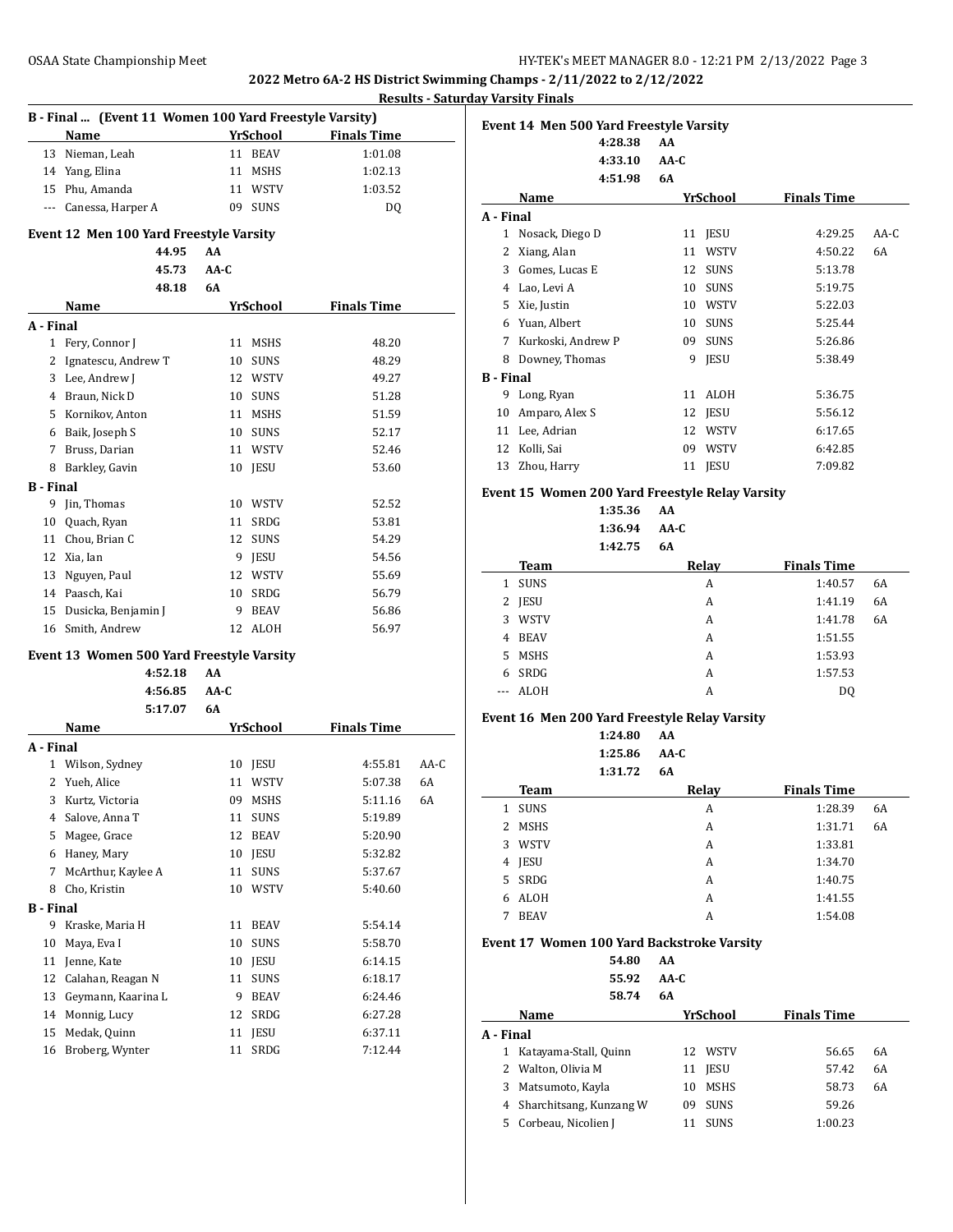## 2022 Metro 6A-2 HS District Swimming Champs - 2/11/2022 to 2/12/2022

### Results - Saturday Varsity Finals

#### B - Final ... (Event 11 Women 100 Yard Freestyle Varsity)

| | Name | Yr | School | Finals Time | |
|---|---|---|---|---|---|
| 13 | Nieman, Leah | 11 | BEAV | 1:01.08 | |
| 14 | Yang, Elina | 11 | MSHS | 1:02.13 | |
| 15 | Phu, Amanda | 11 | WSTV | 1:03.52 | |
| --- | Canessa, Harper A | 09 | SUNS | DQ | |

#### Event 12 Men 100 Yard Freestyle Varsity

44.95 AA
45.73 AA-C
48.18 6A

| | Name | Yr | School | Finals Time | |
|---|---|---|---|---|---|
| **A - Final** | | | | | |
| 1 | Fery, Connor J | 11 | MSHS | 48.20 | |
| 2 | Ignatescu, Andrew T | 10 | SUNS | 48.29 | |
| 3 | Lee, Andrew J | 12 | WSTV | 49.27 | |
| 4 | Braun, Nick D | 10 | SUNS | 51.28 | |
| 5 | Kornikov, Anton | 11 | MSHS | 51.59 | |
| 6 | Baik, Joseph S | 10 | SUNS | 52.17 | |
| 7 | Bruss, Darian | 11 | WSTV | 52.46 | |
| 8 | Barkley, Gavin | 10 | JESU | 53.60 | |
| **B - Final** | | | | | |
| 9 | Jin, Thomas | 10 | WSTV | 52.52 | |
| 10 | Quach, Ryan | 11 | SRDG | 53.81 | |
| 11 | Chou, Brian C | 12 | SUNS | 54.29 | |
| 12 | Xia, Ian | 9 | JESU | 54.56 | |
| 13 | Nguyen, Paul | 12 | WSTV | 55.69 | |
| 14 | Paasch, Kai | 10 | SRDG | 56.79 | |
| 15 | Dusicka, Benjamin J | 9 | BEAV | 56.86 | |
| 16 | Smith, Andrew | 12 | ALOH | 56.97 | |

#### Event 13 Women 500 Yard Freestyle Varsity

4:52.18 AA
4:56.85 AA-C
5:17.07 6A

| | Name | Yr | School | Finals Time | |
|---|---|---|---|---|---|
| **A - Final** | | | | | |
| 1 | Wilson, Sydney | 10 | JESU | 4:55.81 | AA-C |
| 2 | Yueh, Alice | 11 | WSTV | 5:07.38 | 6A |
| 3 | Kurtz, Victoria | 09 | MSHS | 5:11.16 | 6A |
| 4 | Salove, Anna T | 11 | SUNS | 5:19.89 | |
| 5 | Magee, Grace | 12 | BEAV | 5:20.90 | |
| 6 | Haney, Mary | 10 | JESU | 5:32.82 | |
| 7 | McArthur, Kaylee A | 11 | SUNS | 5:37.67 | |
| 8 | Cho, Kristin | 10 | WSTV | 5:40.60 | |
| **B - Final** | | | | | |
| 9 | Kraske, Maria H | 11 | BEAV | 5:54.14 | |
| 10 | Maya, Eva I | 10 | SUNS | 5:58.70 | |
| 11 | Jenne, Kate | 10 | JESU | 6:14.15 | |
| 12 | Calahan, Reagan N | 11 | SUNS | 6:18.17 | |
| 13 | Geymann, Kaarina L | 9 | BEAV | 6:24.46 | |
| 14 | Monnig, Lucy | 12 | SRDG | 6:27.28 | |
| 15 | Medak, Quinn | 11 | JESU | 6:37.11 | |
| 16 | Broberg, Wynter | 11 | SRDG | 7:12.44 | |

#### Event 14 Men 500 Yard Freestyle Varsity

4:28.38 AA
4:33.10 AA-C
4:51.98 6A

| | Name | Yr | School | Finals Time | |
|---|---|---|---|---|---|
| **A - Final** | | | | | |
| 1 | Nosack, Diego D | 11 | JESU | 4:29.25 | AA-C |
| 2 | Xiang, Alan | 11 | WSTV | 4:50.22 | 6A |
| 3 | Gomes, Lucas E | 12 | SUNS | 5:13.78 | |
| 4 | Lao, Levi A | 10 | SUNS | 5:19.75 | |
| 5 | Xie, Justin | 10 | WSTV | 5:22.03 | |
| 6 | Yuan, Albert | 10 | SUNS | 5:25.44 | |
| 7 | Kurkoski, Andrew P | 09 | SUNS | 5:26.86 | |
| 8 | Downey, Thomas | 9 | JESU | 5:38.49 | |
| **B - Final** | | | | | |
| 9 | Long, Ryan | 11 | ALOH | 5:36.75 | |
| 10 | Amparo, Alex S | 12 | JESU | 5:56.12 | |
| 11 | Lee, Adrian | 12 | WSTV | 6:17.65 | |
| 12 | Kolli, Sai | 09 | WSTV | 6:42.85 | |
| 13 | Zhou, Harry | 11 | JESU | 7:09.82 | |

#### Event 15 Women 200 Yard Freestyle Relay Varsity

1:35.36 AA
1:36.94 AA-C
1:42.75 6A

| | Team | Relay | Finals Time | |
|---|---|---|---|---|
| 1 | SUNS | A | 1:40.57 | 6A |
| 2 | JESU | A | 1:41.19 | 6A |
| 3 | WSTV | A | 1:41.78 | 6A |
| 4 | BEAV | A | 1:51.55 | |
| 5 | MSHS | A | 1:53.93 | |
| 6 | SRDG | A | 1:57.53 | |
| --- | ALOH | A | DQ | |

#### Event 16 Men 200 Yard Freestyle Relay Varsity

1:24.80 AA
1:25.86 AA-C
1:31.72 6A

| | Team | Relay | Finals Time | |
|---|---|---|---|---|
| 1 | SUNS | A | 1:28.39 | 6A |
| 2 | MSHS | A | 1:31.71 | 6A |
| 3 | WSTV | A | 1:33.81 | |
| 4 | JESU | A | 1:34.70 | |
| 5 | SRDG | A | 1:40.75 | |
| 6 | ALOH | A | 1:41.55 | |
| 7 | BEAV | A | 1:54.08 | |

#### Event 17 Women 100 Yard Backstroke Varsity

54.80 AA
55.92 AA-C
58.74 6A

| | Name | Yr | School | Finals Time | |
|---|---|---|---|---|---|
| **A - Final** | | | | | |
| 1 | Katayama-Stall, Quinn | 12 | WSTV | 56.65 | 6A |
| 2 | Walton, Olivia M | 11 | JESU | 57.42 | 6A |
| 3 | Matsumoto, Kayla | 10 | MSHS | 58.73 | 6A |
| 4 | Sharchitsang, Kunzang W | 09 | SUNS | 59.26 | |
| 5 | Corbeau, Nicolien J | 11 | SUNS | 1:00.23 | |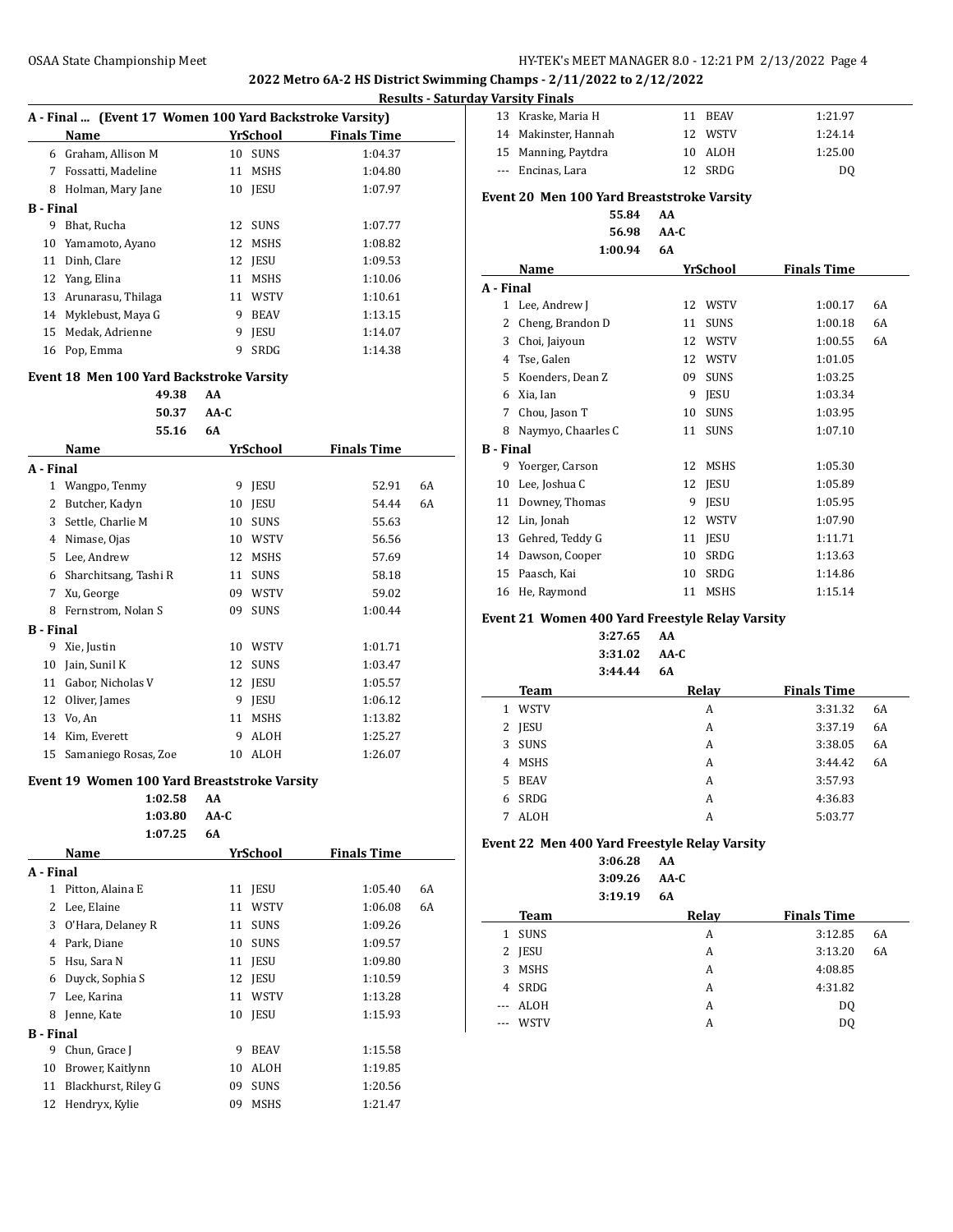## 2022 Metro 6A-2 HS District Swimming Champs - 2/11/2022 to 2/12/2022

### Results - Saturday Varsity Finals

**A - Final ... (Event 17 Women 100 Yard Backstroke Varsity)**

| | Name | Yr | School | Finals Time | |
|---|---|---|---|---|---|
| 6 | Graham, Allison M | 10 | SUNS | 1:04.37 | |
| 7 | Fossatti, Madeline | 11 | MSHS | 1:04.80 | |
| 8 | Holman, Mary Jane | 10 | JESU | 1:07.97 | |
| **B - Final** | | | | | |
| 9 | Bhat, Rucha | 12 | SUNS | 1:07.77 | |
| 10 | Yamamoto, Ayano | 12 | MSHS | 1:08.82 | |
| 11 | Dinh, Clare | 12 | JESU | 1:09.53 | |
| 12 | Yang, Elina | 11 | MSHS | 1:10.06 | |
| 13 | Arunarasu, Thilaga | 11 | WSTV | 1:10.61 | |
| 14 | Myklebust, Maya G | 9 | BEAV | 1:13.15 | |
| 15 | Medak, Adrienne | 9 | JESU | 1:14.07 | |
| 16 | Pop, Emma | 9 | SRDG | 1:14.38 | |

**Event 18 Men 100 Yard Backstroke Varsity**

49.38 AA
50.37 AA-C
55.16 6A

| | Name | Yr | School | Finals Time | |
|---|---|---|---|---|---|
| **A - Final** | | | | | |
| 1 | Wangpo, Tenmy | 9 | JESU | 52.91 | 6A |
| 2 | Butcher, Kadyn | 10 | JESU | 54.44 | 6A |
| 3 | Settle, Charlie M | 10 | SUNS | 55.63 | |
| 4 | Nimase, Ojas | 10 | WSTV | 56.56 | |
| 5 | Lee, Andrew | 12 | MSHS | 57.69 | |
| 6 | Sharchitsang, Tashi R | 11 | SUNS | 58.18 | |
| 7 | Xu, George | 09 | WSTV | 59.02 | |
| 8 | Fernstrom, Nolan S | 09 | SUNS | 1:00.44 | |
| **B - Final** | | | | | |
| 9 | Xie, Justin | 10 | WSTV | 1:01.71 | |
| 10 | Jain, Sunil K | 12 | SUNS | 1:03.47 | |
| 11 | Gabor, Nicholas V | 12 | JESU | 1:05.57 | |
| 12 | Oliver, James | 9 | JESU | 1:06.12 | |
| 13 | Vo, An | 11 | MSHS | 1:13.82 | |
| 14 | Kim, Everett | 9 | ALOH | 1:25.27 | |
| 15 | Samaniego Rosas, Zoe | 10 | ALOH | 1:26.07 | |

**Event 19 Women 100 Yard Breaststroke Varsity**

1:02.58 AA
1:03.80 AA-C
1:07.25 6A

| | Name | Yr | School | Finals Time | |
|---|---|---|---|---|---|
| **A - Final** | | | | | |
| 1 | Pitton, Alaina E | 11 | JESU | 1:05.40 | 6A |
| 2 | Lee, Elaine | 11 | WSTV | 1:06.08 | 6A |
| 3 | O'Hara, Delaney R | 11 | SUNS | 1:09.26 | |
| 4 | Park, Diane | 10 | SUNS | 1:09.57 | |
| 5 | Hsu, Sara N | 11 | JESU | 1:09.80 | |
| 6 | Duyck, Sophia S | 12 | JESU | 1:10.59 | |
| 7 | Lee, Karina | 11 | WSTV | 1:13.28 | |
| 8 | Jenne, Kate | 10 | JESU | 1:15.93 | |
| **B - Final** | | | | | |
| 9 | Chun, Grace J | 9 | BEAV | 1:15.58 | |
| 10 | Brower, Kaitlynn | 10 | ALOH | 1:19.85 | |
| 11 | Blackhurst, Riley G | 09 | SUNS | 1:20.56 | |
| 12 | Hendryx, Kylie | 09 | MSHS | 1:21.47 | |
| 13 | Kraske, Maria H | 11 | BEAV | 1:21.97 | |
| 14 | Makinster, Hannah | 12 | WSTV | 1:24.14 | |
| 15 | Manning, Paytdra | 10 | ALOH | 1:25.00 | |
| --- | Encinas, Lara | 12 | SRDG | DQ | |

**Event 20 Men 100 Yard Breaststroke Varsity**

55.84 AA
56.98 AA-C
1:00.94 6A

| | Name | Yr | School | Finals Time | |
|---|---|---|---|---|---|
| **A - Final** | | | | | |
| 1 | Lee, Andrew J | 12 | WSTV | 1:00.17 | 6A |
| 2 | Cheng, Brandon D | 11 | SUNS | 1:00.18 | 6A |
| 3 | Choi, Jaiyoun | 12 | WSTV | 1:00.55 | 6A |
| 4 | Tse, Galen | 12 | WSTV | 1:01.05 | |
| 5 | Koenders, Dean Z | 09 | SUNS | 1:03.25 | |
| 6 | Xia, Ian | 9 | JESU | 1:03.34 | |
| 7 | Chou, Jason T | 10 | SUNS | 1:03.95 | |
| 8 | Naymyo, Chaarles C | 11 | SUNS | 1:07.10 | |
| **B - Final** | | | | | |
| 9 | Yoerger, Carson | 12 | MSHS | 1:05.30 | |
| 10 | Lee, Joshua C | 12 | JESU | 1:05.89 | |
| 11 | Downey, Thomas | 9 | JESU | 1:05.95 | |
| 12 | Lin, Jonah | 12 | WSTV | 1:07.90 | |
| 13 | Gehred, Teddy G | 11 | JESU | 1:11.71 | |
| 14 | Dawson, Cooper | 10 | SRDG | 1:13.63 | |
| 15 | Paasch, Kai | 10 | SRDG | 1:14.86 | |
| 16 | He, Raymond | 11 | MSHS | 1:15.14 | |

**Event 21 Women 400 Yard Freestyle Relay Varsity**

3:27.65 AA
3:31.02 AA-C
3:44.44 6A

| | Team | Relay | Finals Time | |
|---|---|---|---|---|
| 1 | WSTV | A | 3:31.32 | 6A |
| 2 | JESU | A | 3:37.19 | 6A |
| 3 | SUNS | A | 3:38.05 | 6A |
| 4 | MSHS | A | 3:44.42 | 6A |
| 5 | BEAV | A | 3:57.93 | |
| 6 | SRDG | A | 4:36.83 | |
| 7 | ALOH | A | 5:03.77 | |

**Event 22 Men 400 Yard Freestyle Relay Varsity**

3:06.28 AA
3:09.26 AA-C
3:19.19 6A

| | Team | Relay | Finals Time | |
|---|---|---|---|---|
| 1 | SUNS | A | 3:12.85 | 6A |
| 2 | JESU | A | 3:13.20 | 6A |
| 3 | MSHS | A | 4:08.85 | |
| 4 | SRDG | A | 4:31.82 | |
| --- | ALOH | A | DQ | |
| --- | WSTV | A | DQ | |